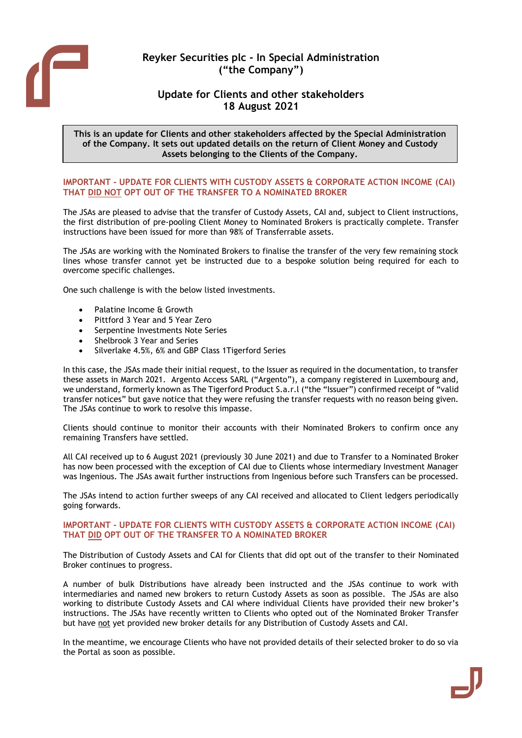# Reyker Securities plc - In Special Administration ("the Company")

## Update for Clients and other stakeholders 18 August 2021

**This is an update for Clients and other stakeholders affected by the Special Administration of the Company. It sets out updated details on the return of Client Money and Custody Assets belonging to the Clients of the Company.**

### IMPORTANT - UPDATE FOR CLIENTS WITH CUSTODY ASSETS & CORPORATE ACTION INCOME (CAI) THAT DID NOT OPT OUT OF THE TRANSFER TO A NOMINATED BROKER

The JSAs are pleased to advise that the transfer of Custody Assets, CAI and, subject to Client instructions, the first distribution of pre-pooling Client Money to Nominated Brokers is practically complete. Transfer instructions have been issued for more than 98% of Transferrable assets.

The JSAs are working with the Nominated Brokers to finalise the transfer of the very few remaining stock lines whose transfer cannot yet be instructed due to a bespoke solution being required for each to overcome specific challenges.

One such challenge is with the below listed investments.

- Palatine Income & Growth
- Pittford 3 Year and 5 Year Zero
- Serpentine Investments Note Series
- Shelbrook 3 Year and Series
- Silverlake 4.5%, 6% and GBP Class 1Tigerford Series

In this case, the JSAs made their initial request, to the Issuer as required in the documentation, to transfer these assets in March 2021. Argento Access SARL ("Argento"), a company registered in Luxembourg and, we understand, formerly known as The Tigerford Product S.a.r.l ("the "Issuer") confirmed receipt of "valid transfer notices" but gave notice that they were refusing the transfer requests with no reason being given. The JSAs continue to work to resolve this impasse.

Clients should continue to monitor their accounts with their Nominated Brokers to confirm once any remaining Transfers have settled.

All CAI received up to 6 August 2021 (previously 30 June 2021) and due to Transfer to a Nominated Broker has now been processed with the exception of CAI due to Clients whose intermediary Investment Manager was Ingenious. The JSAs await further instructions from Ingenious before such Transfers can be processed.

The JSAs intend to action further sweeps of any CAI received and allocated to Client ledgers periodically going forwards.

### IMPORTANT - UPDATE FOR CLIENTS WITH CUSTODY ASSETS & CORPORATE ACTION INCOME (CAI) THAT DID OPT OUT OF THE TRANSFER TO A NOMINATED BROKER

The Distribution of Custody Assets and CAI for Clients that did opt out of the transfer to their Nominated Broker continues to progress.

A number of bulk Distributions have already been instructed and the JSAs continue to work with intermediaries and named new brokers to return Custody Assets as soon as possible. The JSAs are also working to distribute Custody Assets and CAI where individual Clients have provided their new broker's instructions. The JSAs have recently written to Clients who opted out of the Nominated Broker Transfer but have not yet provided new broker details for any Distribution of Custody Assets and CAI.

In the meantime, we encourage Clients who have not provided details of their selected broker to do so via the Portal as soon as possible.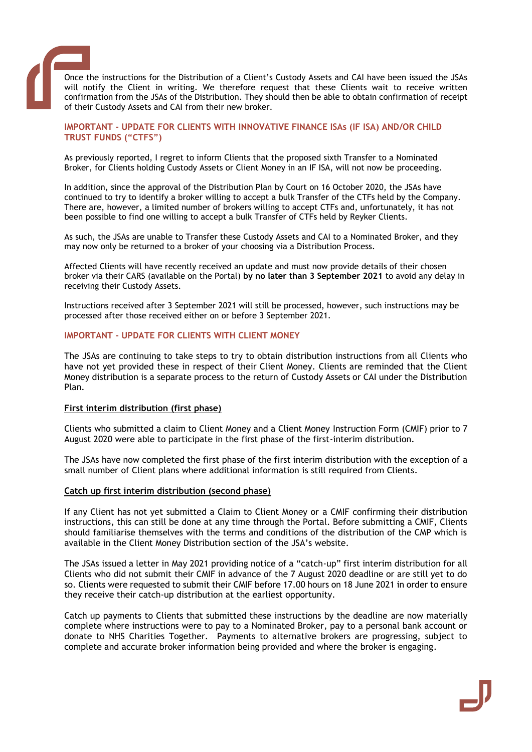Once the instructions for the Distribution of a Client's Custody Assets and CAI have been issued the JSAs will notify the Client in writing. We therefore request that these Clients wait to receive written confirmation from the JSAs of the Distribution. They should then be able to obtain confirmation of receipt of their Custody Assets and CAI from their new broker.

## IMPORTANT - UPDATE FOR CLIENTS WITH INNOVATIVE FINANCE ISAs (IF ISA) AND/OR CHILD TRUST FUNDS ("CTFS")

As previously reported, I regret to inform Clients that the proposed sixth Transfer to a Nominated Broker, for Clients holding Custody Assets or Client Money in an IF ISA, will not now be proceeding.

In addition, since the approval of the Distribution Plan by Court on 16 October 2020, the JSAs have continued to try to identify a broker willing to accept a bulk Transfer of the CTFs held by the Company. There are, however, a limited number of brokers willing to accept CTFs and, unfortunately, it has not been possible to find one willing to accept a bulk Transfer of CTFs held by Reyker Clients.

As such, the JSAs are unable to Transfer these Custody Assets and CAI to a Nominated Broker, and they may now only be returned to a broker of your choosing via a Distribution Process.

Affected Clients will have recently received an update and must now provide details of their chosen broker via their CARS (available on the Portal) **by no later than 3 September 2021** to avoid any delay in receiving their Custody Assets.

Instructions received after 3 September 2021 will still be processed, however, such instructions may be processed after those received either on or before 3 September 2021.

## IMPORTANT - UPDATE FOR CLIENTS WITH CLIENT MONEY

The JSAs are continuing to take steps to try to obtain distribution instructions from all Clients who have not yet provided these in respect of their Client Money. Clients are reminded that the Client Money distribution is a separate process to the return of Custody Assets or CAI under the Distribution Plan.

### First interim distribution (first phase)

Clients who submitted a claim to Client Money and a Client Money Instruction Form (CMIF) prior to 7 August 2020 were able to participate in the first phase of the first-interim distribution.

The JSAs have now completed the first phase of the first interim distribution with the exception of a small number of Client plans where additional information is still required from Clients.

### Catch up first interim distribution (second phase)

If any Client has not yet submitted a Claim to Client Money or a CMIF confirming their distribution instructions, this can still be done at any time through the Portal. Before submitting a CMIF, Clients should familiarise themselves with the terms and conditions of the distribution of the CMP which is available in the Client Money Distribution section of the JSA's website.

The JSAs issued a letter in May 2021 providing notice of a "catch-up" first interim distribution for all Clients who did not submit their CMIF in advance of the 7 August 2020 deadline or are still yet to do so. Clients were requested to submit their CMIF before 17.00 hours on 18 June 2021 in order to ensure they receive their catch-up distribution at the earliest opportunity.

Catch up payments to Clients that submitted these instructions by the deadline are now materially complete where instructions were to pay to a Nominated Broker, pay to a personal bank account or donate to NHS Charities Together. Payments to alternative brokers are progressing, subject to complete and accurate broker information being provided and where the broker is engaging.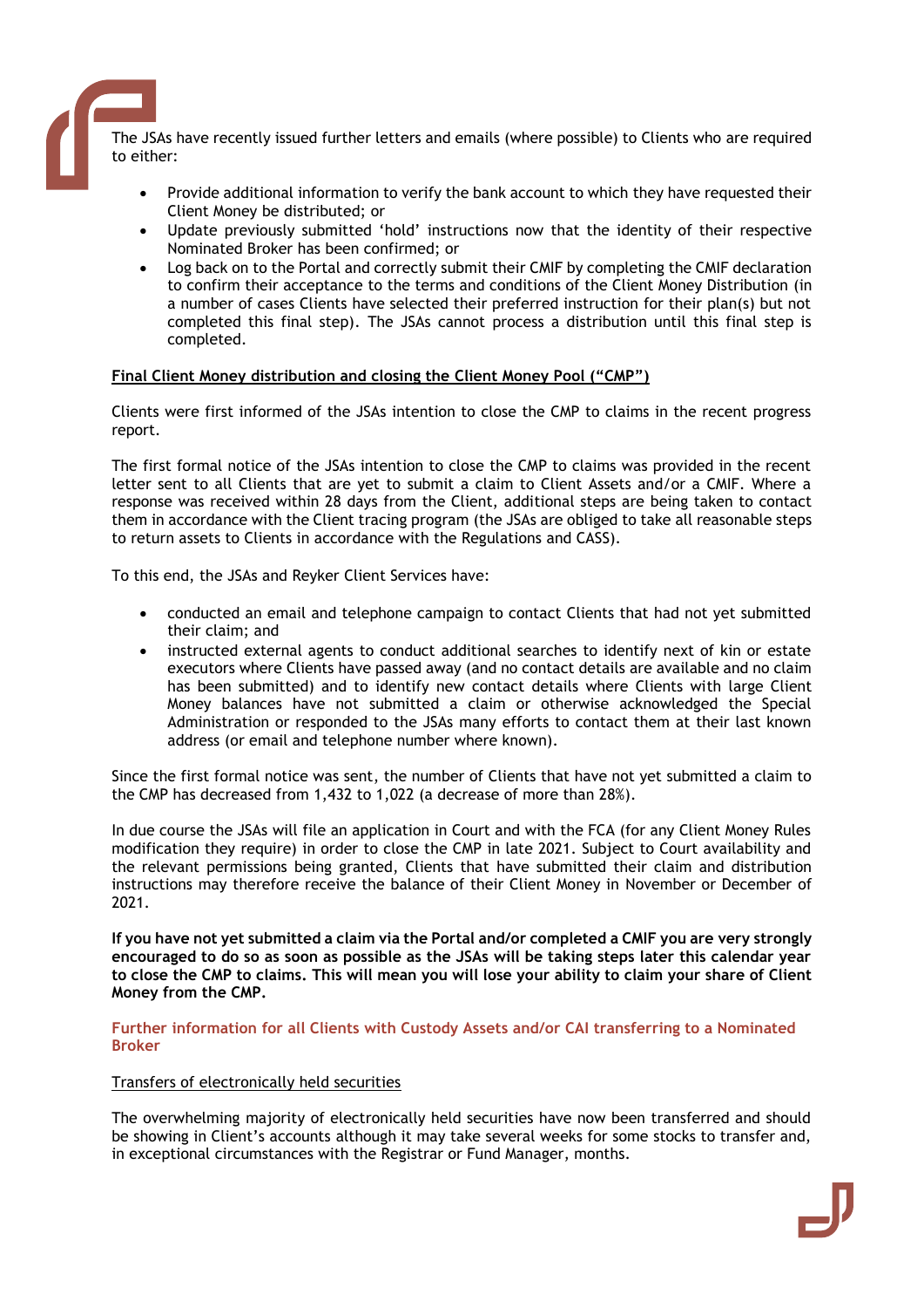The JSAs have recently issued further letters and emails (where possible) to Clients who are required to either:

- Provide additional information to verify the bank account to which they have requested their Client Money be distributed; or
- Update previously submitted 'hold' instructions now that the identity of their respective Nominated Broker has been confirmed; or
- Log back on to the Portal and correctly submit their CMIF by completing the CMIF declaration to confirm their acceptance to the terms and conditions of the Client Money Distribution (in a number of cases Clients have selected their preferred instruction for their plan(s) but not completed this final step). The JSAs cannot process a distribution until this final step is completed.

<u>**Final Client Money distribution and closing the Client Money Pool ("CMP")**</u>

Clients were first informed of the JSAs intention to close the CMP to claims in the recent progress report.

The first formal notice of the JSAs intention to close the CMP to claims was provided in the recent letter sent to all Clients that are yet to submit a claim to Client Assets and/or a CMIF. Where a response was received within 28 days from the Client, additional steps are being taken to contact them in accordance with the Client tracing program (the JSAs are obliged to take all reasonable steps to return assets to Clients in accordance with the Regulations and CASS).

To this end, the JSAs and Reyker Client Services have:

- conducted an email and telephone campaign to contact Clients that had not yet submitted their claim; and
- instructed external agents to conduct additional searches to identify next of kin or estate executors where Clients have passed away (and no contact details are available and no claim has been submitted) and to identify new contact details where Clients with large Client Money balances have not submitted a claim or otherwise acknowledged the Special Administration or responded to the JSAs many efforts to contact them at their last known address (or email and telephone number where known).

Since the first formal notice was sent, the number of Clients that have not yet submitted a claim to the CMP has decreased from 1,432 to 1,022 (a decrease of more than 28%).

In due course the JSAs will file an application in Court and with the FCA (for any Client Money Rules modification they require) in order to close the CMP in late 2021. Subject to Court availability and the relevant permissions being granted, Clients that have submitted their claim and distribution instructions may therefore receive the balance of their Client Money in November or December of 2021.

**If you have not yet submitted a claim via the Portal and/or completed a CMIF you are very strongly encouraged to do so as soon as possible as the JSAs will be taking steps later this calendar year to close the CMP to claims. This will mean you will lose your ability to claim your share of Client Money from the CMP.**

## Further information for all Clients with Custody Assets and/or CAI transferring to a Nominated Broker

<u>Transfers of electronically held securities</u>

The overwhelming majority of electronically held securities have now been transferred and should be showing in Client's accounts although it may take several weeks for some stocks to transfer and, in exceptional circumstances with the Registrar or Fund Manager, months.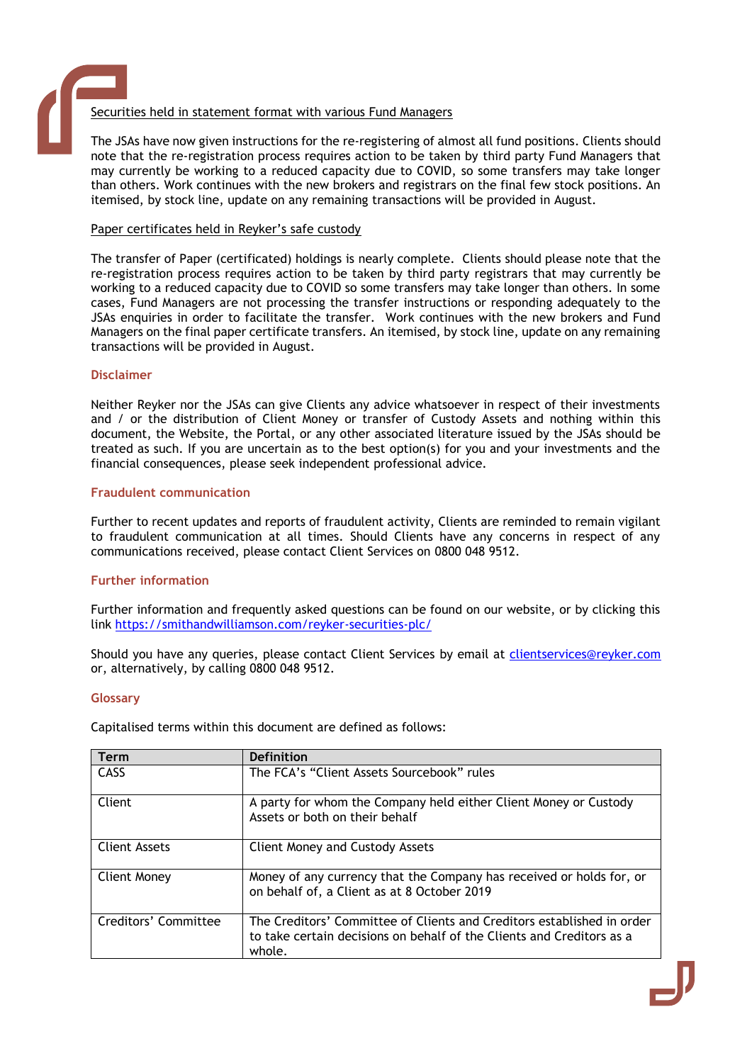Securities held in statement format with various Fund Managers

The JSAs have now given instructions for the re-registering of almost all fund positions. Clients should note that the re-registration process requires action to be taken by third party Fund Managers that may currently be working to a reduced capacity due to COVID, so some transfers may take longer than others. Work continues with the new brokers and registrars on the final few stock positions. An itemised, by stock line, update on any remaining transactions will be provided in August.

Paper certificates held in Reyker's safe custody

The transfer of Paper (certificated) holdings is nearly complete. Clients should please note that the re-registration process requires action to be taken by third party registrars that may currently be working to a reduced capacity due to COVID so some transfers may take longer than others. In some cases, Fund Managers are not processing the transfer instructions or responding adequately to the JSAs enquiries in order to facilitate the transfer. Work continues with the new brokers and Fund Managers on the final paper certificate transfers. An itemised, by stock line, update on any remaining transactions will be provided in August.

## Disclaimer

Neither Reyker nor the JSAs can give Clients any advice whatsoever in respect of their investments and / or the distribution of Client Money or transfer of Custody Assets and nothing within this document, the Website, the Portal, or any other associated literature issued by the JSAs should be treated as such. If you are uncertain as to the best option(s) for you and your investments and the financial consequences, please seek independent professional advice.

## Fraudulent communication

Further to recent updates and reports of fraudulent activity, Clients are reminded to remain vigilant to fraudulent communication at all times. Should Clients have any concerns in respect of any communications received, please contact Client Services on 0800 048 9512.

## Further information

Further information and frequently asked questions can be found on our website, or by clicking this link https://smithandwilliamson.com/reyker-securities-plc/

Should you have any queries, please contact Client Services by email at clientservices@reyker.com or, alternatively, by calling 0800 048 9512.

## Glossary

Capitalised terms within this document are defined as follows:

| Term | Definition |
|---|---|
| CASS | The FCA's "Client Assets Sourcebook" rules |
| Client | A party for whom the Company held either Client Money or Custody Assets or both on their behalf |
| Client Assets | Client Money and Custody Assets |
| Client Money | Money of any currency that the Company has received or holds for, or on behalf of, a Client as at 8 October 2019 |
| Creditors' Committee | The Creditors' Committee of Clients and Creditors established in order to take certain decisions on behalf of the Clients and Creditors as a whole. |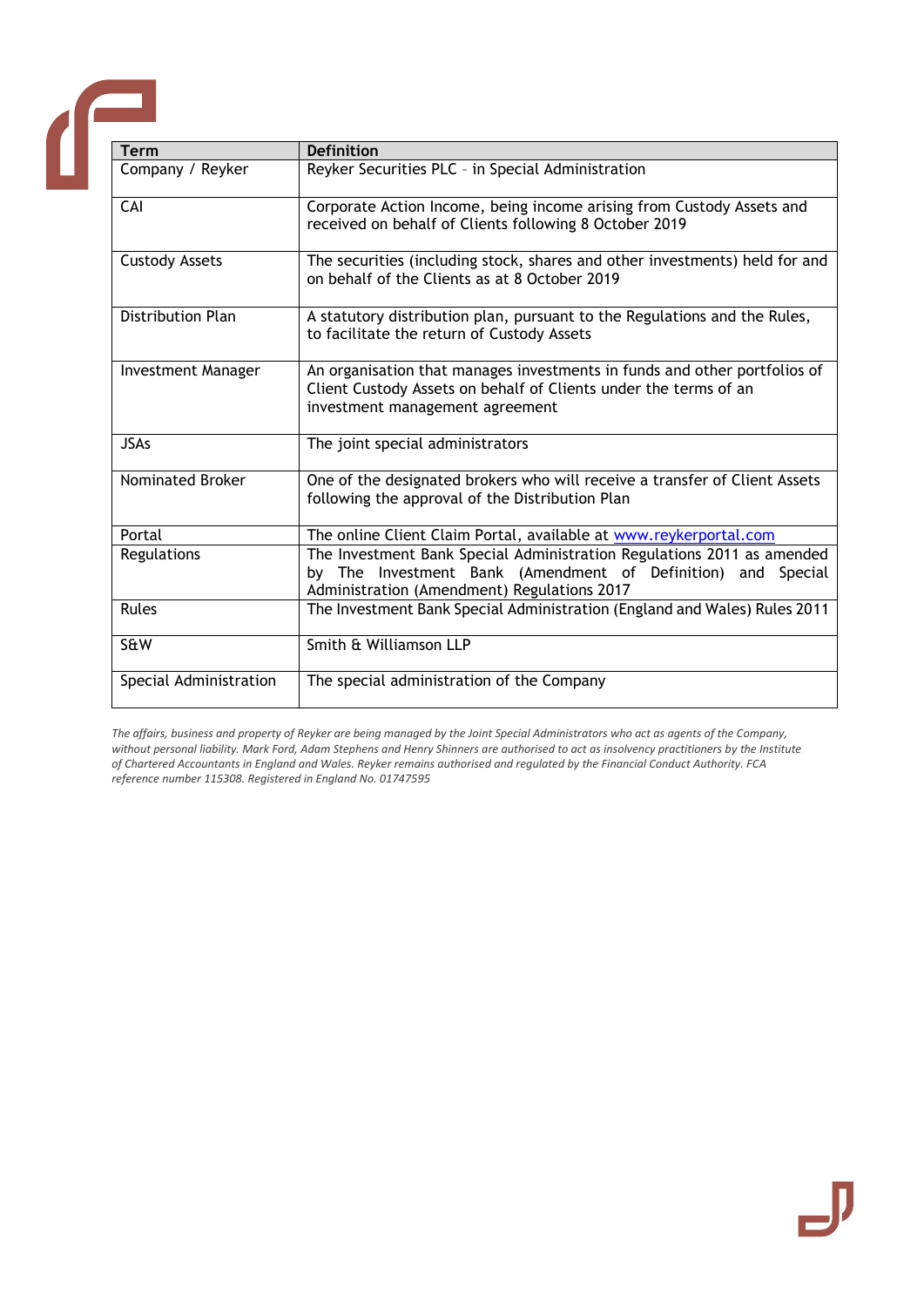| Term | Definition |
|---|---|
| Company / Reyker | Reyker Securities PLC - in Special Administration |
| CAI | Corporate Action Income, being income arising from Custody Assets and received on behalf of Clients following 8 October 2019 |
| Custody Assets | The securities (including stock, shares and other investments) held for and on behalf of the Clients as at 8 October 2019 |
| Distribution Plan | A statutory distribution plan, pursuant to the Regulations and the Rules, to facilitate the return of Custody Assets |
| Investment Manager | An organisation that manages investments in funds and other portfolios of Client Custody Assets on behalf of Clients under the terms of an investment management agreement |
| JSAs | The joint special administrators |
| Nominated Broker | One of the designated brokers who will receive a transfer of Client Assets following the approval of the Distribution Plan |
| Portal | The online Client Claim Portal, available at [www.reykerportal.com](http://www.reykerportal.com) |
| Regulations | The Investment Bank Special Administration Regulations 2011 as amended by The Investment Bank (Amendment of Definition) and Special Administration (Amendment) Regulations 2017 |
| Rules | The Investment Bank Special Administration (England and Wales) Rules 2011 |
| S&W | Smith & Williamson LLP |
| Special Administration | The special administration of the Company |

*The affairs, business and property of Reyker are being managed by the Joint Special Administrators who act as agents of the Company, without personal liability. Mark Ford, Adam Stephens and Henry Shinners are authorised to act as insolvency practitioners by the Institute of Chartered Accountants in England and Wales. Reyker remains authorised and regulated by the Financial Conduct Authority. FCA reference number 115308. Registered in England No. 01747595*